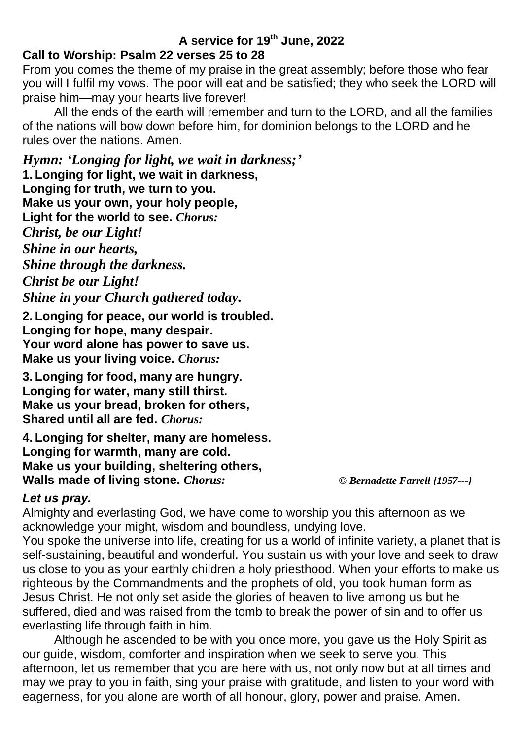# A service for 19th June, 2022

**Call to Worship: Psalm 22 verses 25 to 28**

From you comes the theme of my praise in the great assembly; before those who fear you will I fulfil my vows. The poor will eat and be satisfied; they who seek the LORD will praise him—may your hearts live forever!

All the ends of the earth will remember and turn to the LORD, and all the families of the nations will bow down before him, for dominion belongs to the LORD and he rules over the nations. Amen.

***Hymn: 'Longing for light, we wait in darkness;'***

**1. Longing for light, we wait in darkness,**
**Longing for truth, we turn to you.**
**Make us your own, your holy people,**
**Light for the world to see.** ***Chorus:***
***Christ, be our Light!***
***Shine in our hearts,***
***Shine through the darkness.***
***Christ be our Light!***
***Shine in your Church gathered today.***

**2. Longing for peace, our world is troubled.**
**Longing for hope, many despair.**
**Your word alone has power to save us.**
**Make us your living voice.** ***Chorus:***

**3. Longing for food, many are hungry.**
**Longing for water, many still thirst.**
**Make us your bread, broken for others,**
**Shared until all are fed.** ***Chorus:***

**4. Longing for shelter, many are homeless.**
**Longing for warmth, many are cold.**
**Make us your building, sheltering others,**
**Walls made of living stone.** ***Chorus:*** *© Bernadette Farrell {1957---}*

***Let us pray.***

Almighty and everlasting God, we have come to worship you this afternoon as we acknowledge your might, wisdom and boundless, undying love.

You spoke the universe into life, creating for us a world of infinite variety, a planet that is self-sustaining, beautiful and wonderful. You sustain us with your love and seek to draw us close to you as your earthly children a holy priesthood. When your efforts to make us righteous by the Commandments and the prophets of old, you took human form as Jesus Christ. He not only set aside the glories of heaven to live among us but he suffered, died and was raised from the tomb to break the power of sin and to offer us everlasting life through faith in him.

Although he ascended to be with you once more, you gave us the Holy Spirit as our guide, wisdom, comforter and inspiration when we seek to serve you. This afternoon, let us remember that you are here with us, not only now but at all times and may we pray to you in faith, sing your praise with gratitude, and listen to your word with eagerness, for you alone are worth of all honour, glory, power and praise. Amen.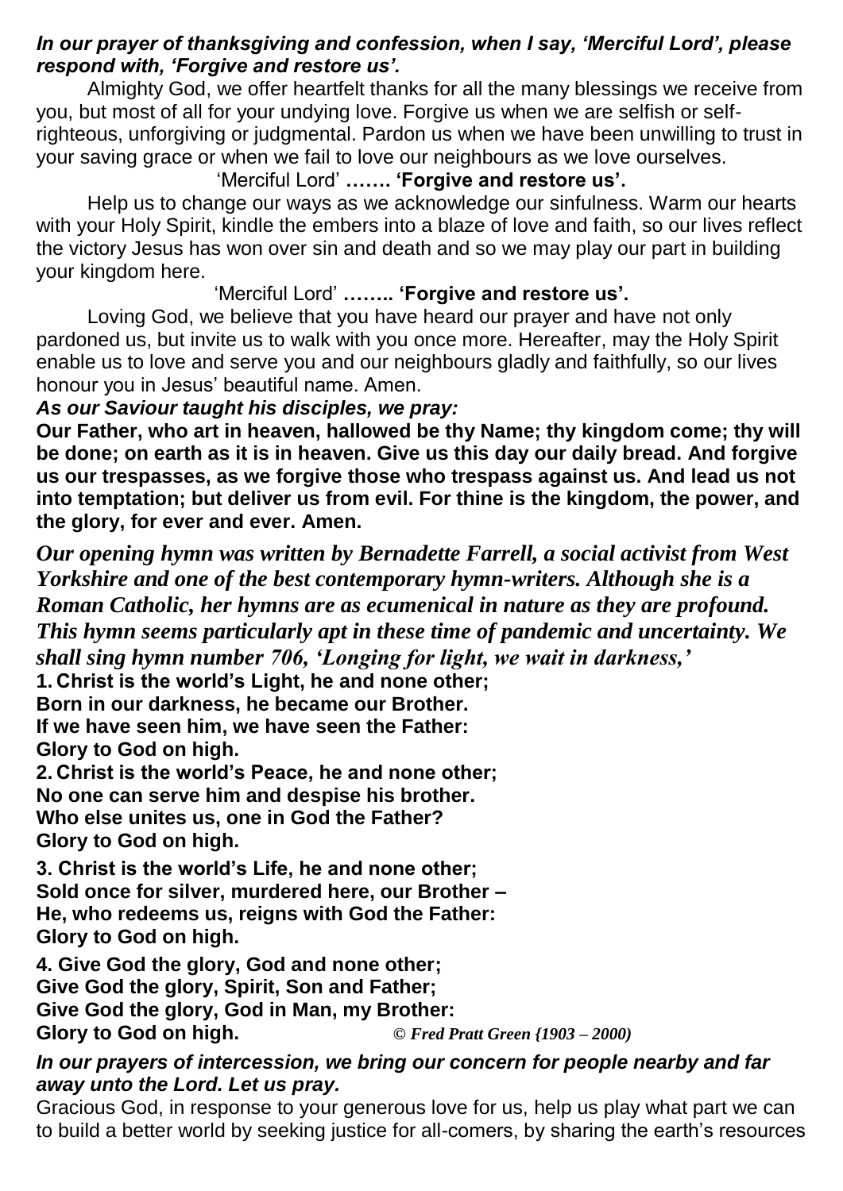***In our prayer of thanksgiving and confession, when I say, 'Merciful Lord', please respond with, 'Forgive and restore us'.***

Almighty God, we offer heartfelt thanks for all the many blessings we receive from you, but most of all for your undying love. Forgive us when we are selfish or self-righteous, unforgiving or judgmental. Pardon us when we have been unwilling to trust in your saving grace or when we fail to love our neighbours as we love ourselves.

'Merciful Lord' **……. 'Forgive and restore us'.**

Help us to change our ways as we acknowledge our sinfulness. Warm our hearts with your Holy Spirit, kindle the embers into a blaze of love and faith, so our lives reflect the victory Jesus has won over sin and death and so we may play our part in building your kingdom here.

'Merciful Lord' **…….. 'Forgive and restore us'.**

Loving God, we believe that you have heard our prayer and have not only pardoned us, but invite us to walk with you once more. Hereafter, may the Holy Spirit enable us to love and serve you and our neighbours gladly and faithfully, so our lives honour you in Jesus' beautiful name. Amen.

***As our Saviour taught his disciples, we pray:***

**Our Father, who art in heaven, hallowed be thy Name; thy kingdom come; thy will be done; on earth as it is in heaven. Give us this day our daily bread. And forgive us our trespasses, as we forgive those who trespass against us. And lead us not into temptation; but deliver us from evil. For thine is the kingdom, the power, and the glory, for ever and ever. Amen.**

***Our opening hymn was written by Bernadette Farrell, a social activist from West Yorkshire and one of the best contemporary hymn-writers. Although she is a Roman Catholic, her hymns are as ecumenical in nature as they are profound. This hymn seems particularly apt in these time of pandemic and uncertainty. We shall sing hymn number 706, 'Longing for light, we wait in darkness,'***

**1. Christ is the world's Light, he and none other;**
**Born in our darkness, he became our Brother.**
**If we have seen him, we have seen the Father:**
**Glory to God on high.**

**2. Christ is the world's Peace, he and none other;**
**No one can serve him and despise his brother.**
**Who else unites us, one in God the Father?**
**Glory to God on high.**

**3. Christ is the world's Life, he and none other;**
**Sold once for silver, murdered here, our Brother –**
**He, who redeems us, reigns with God the Father:**
**Glory to God on high.**

**4. Give God the glory, God and none other;**
**Give God the glory, Spirit, Son and Father;**
**Give God the glory, God in Man, my Brother:**
**Glory to God on high.** ***© Fred Pratt Green {1903 – 2000)***

***In our prayers of intercession, we bring our concern for people nearby and far away unto the Lord. Let us pray.***

Gracious God, in response to your generous love for us, help us play what part we can to build a better world by seeking justice for all-comers, by sharing the earth's resources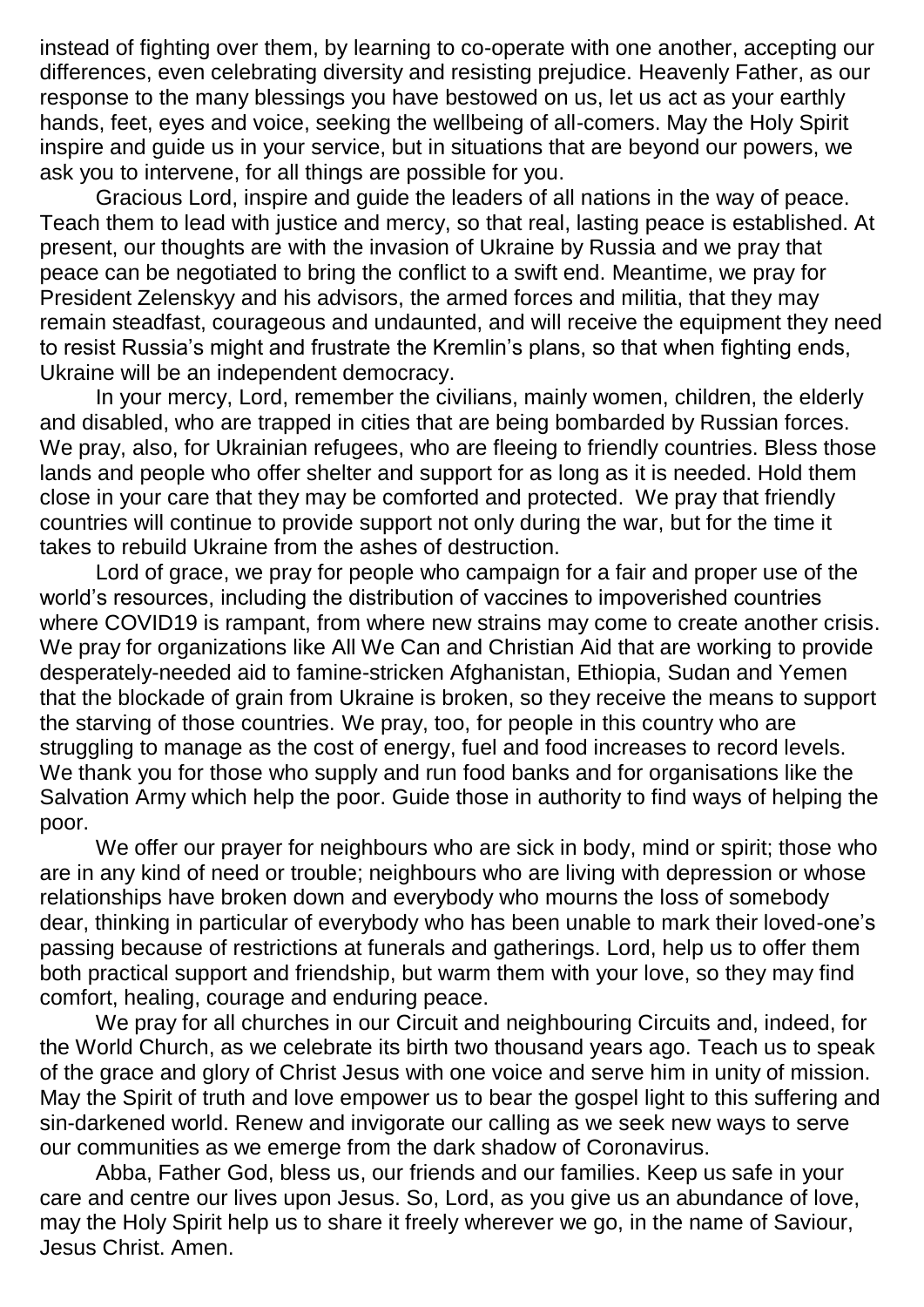instead of fighting over them, by learning to co-operate with one another, accepting our differences, even celebrating diversity and resisting prejudice. Heavenly Father, as our response to the many blessings you have bestowed on us, let us act as your earthly hands, feet, eyes and voice, seeking the wellbeing of all-comers. May the Holy Spirit inspire and guide us in your service, but in situations that are beyond our powers, we ask you to intervene, for all things are possible for you.

Gracious Lord, inspire and guide the leaders of all nations in the way of peace. Teach them to lead with justice and mercy, so that real, lasting peace is established. At present, our thoughts are with the invasion of Ukraine by Russia and we pray that peace can be negotiated to bring the conflict to a swift end. Meantime, we pray for President Zelenskyy and his advisors, the armed forces and militia, that they may remain steadfast, courageous and undaunted, and will receive the equipment they need to resist Russia's might and frustrate the Kremlin's plans, so that when fighting ends, Ukraine will be an independent democracy.

In your mercy, Lord, remember the civilians, mainly women, children, the elderly and disabled, who are trapped in cities that are being bombarded by Russian forces. We pray, also, for Ukrainian refugees, who are fleeing to friendly countries. Bless those lands and people who offer shelter and support for as long as it is needed. Hold them close in your care that they may be comforted and protected. We pray that friendly countries will continue to provide support not only during the war, but for the time it takes to rebuild Ukraine from the ashes of destruction.

Lord of grace, we pray for people who campaign for a fair and proper use of the world's resources, including the distribution of vaccines to impoverished countries where COVID19 is rampant, from where new strains may come to create another crisis. We pray for organizations like All We Can and Christian Aid that are working to provide desperately-needed aid to famine-stricken Afghanistan, Ethiopia, Sudan and Yemen that the blockade of grain from Ukraine is broken, so they receive the means to support the starving of those countries. We pray, too, for people in this country who are struggling to manage as the cost of energy, fuel and food increases to record levels. We thank you for those who supply and run food banks and for organisations like the Salvation Army which help the poor. Guide those in authority to find ways of helping the poor.

We offer our prayer for neighbours who are sick in body, mind or spirit; those who are in any kind of need or trouble; neighbours who are living with depression or whose relationships have broken down and everybody who mourns the loss of somebody dear, thinking in particular of everybody who has been unable to mark their loved-one's passing because of restrictions at funerals and gatherings. Lord, help us to offer them both practical support and friendship, but warm them with your love, so they may find comfort, healing, courage and enduring peace.

We pray for all churches in our Circuit and neighbouring Circuits and, indeed, for the World Church, as we celebrate its birth two thousand years ago. Teach us to speak of the grace and glory of Christ Jesus with one voice and serve him in unity of mission. May the Spirit of truth and love empower us to bear the gospel light to this suffering and sin-darkened world. Renew and invigorate our calling as we seek new ways to serve our communities as we emerge from the dark shadow of Coronavirus.

Abba, Father God, bless us, our friends and our families. Keep us safe in your care and centre our lives upon Jesus. So, Lord, as you give us an abundance of love, may the Holy Spirit help us to share it freely wherever we go, in the name of Saviour, Jesus Christ. Amen.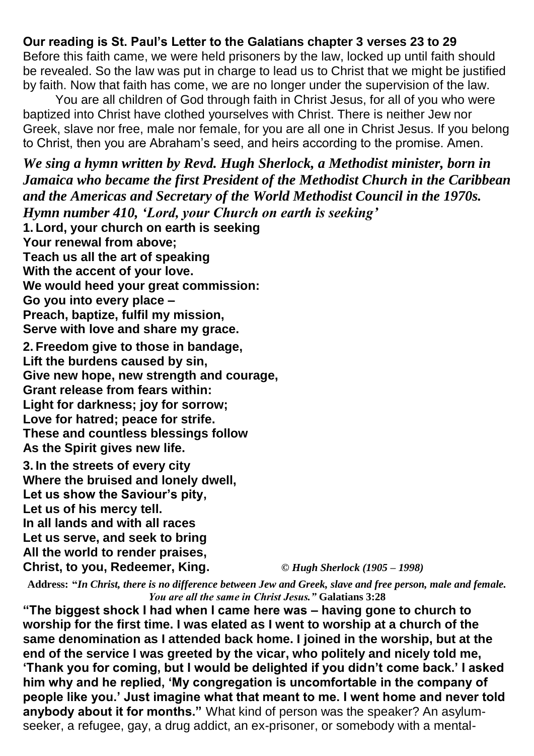**Our reading is St. Paul's Letter to the Galatians chapter 3 verses 23 to 29**
Before this faith came, we were held prisoners by the law, locked up until faith should be revealed. So the law was put in charge to lead us to Christ that we might be justified by faith. Now that faith has come, we are no longer under the supervision of the law.

You are all children of God through faith in Christ Jesus, for all of you who were baptized into Christ have clothed yourselves with Christ. There is neither Jew nor Greek, slave nor free, male nor female, for you are all one in Christ Jesus. If you belong to Christ, then you are Abraham's seed, and heirs according to the promise. Amen.

***We sing a hymn written by Revd. Hugh Sherlock, a Methodist minister, born in Jamaica who became the first President of the Methodist Church in the Caribbean and the Americas and Secretary of the World Methodist Council in the 1970s. Hymn number 410, 'Lord, your Church on earth is seeking'***

**1. Lord, your church on earth is seeking**
**Your renewal from above;**
**Teach us all the art of speaking**
**With the accent of your love.**
**We would heed your great commission:**
**Go you into every place –**
**Preach, baptize, fulfil my mission,**
**Serve with love and share my grace.**

**2. Freedom give to those in bandage,**
**Lift the burdens caused by sin,**
**Give new hope, new strength and courage,**
**Grant release from fears within:**
**Light for darkness; joy for sorrow;**
**Love for hatred; peace for strife.**
**These and countless blessings follow**
**As the Spirit gives new life.**

**3. In the streets of every city**
**Where the bruised and lonely dwell,**
**Let us show the Saviour's pity,**
**Let us of his mercy tell.**
**In all lands and with all races**
**Let us serve, and seek to bring**
**All the world to render praises,**
**Christ, to you, Redeemer, King.** ***© Hugh Sherlock (1905 – 1998)***

**Address: "*In Christ, there is no difference between Jew and Greek, slave and free person, male and female. You are all the same in Christ Jesus."* Galatians 3:28**

**"The biggest shock I had when I came here was – having gone to church to worship for the first time. I was elated as I went to worship at a church of the same denomination as I attended back home. I joined in the worship, but at the end of the service I was greeted by the vicar, who politely and nicely told me, 'Thank you for coming, but I would be delighted if you didn't come back.' I asked him why and he replied, 'My congregation is uncomfortable in the company of people like you.' Just imagine what that meant to me. I went home and never told anybody about it for months."** What kind of person was the speaker? An asylum-seeker, a refugee, gay, a drug addict, an ex-prisoner, or somebody with a mental-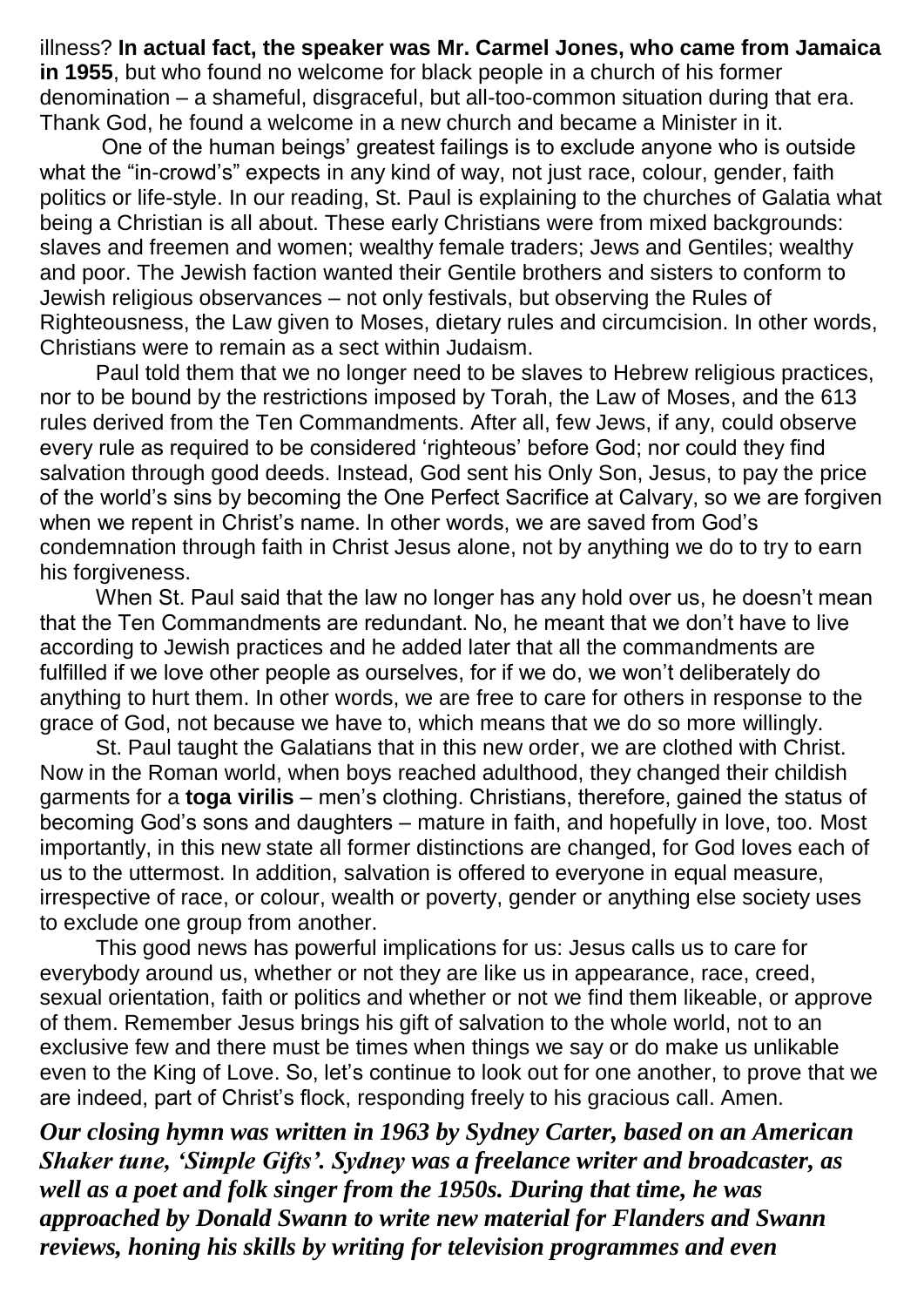illness? **In actual fact, the speaker was Mr. Carmel Jones, who came from Jamaica in 1955**, but who found no welcome for black people in a church of his former denomination – a shameful, disgraceful, but all-too-common situation during that era. Thank God, he found a welcome in a new church and became a Minister in it.

One of the human beings' greatest failings is to exclude anyone who is outside what the "in-crowd's" expects in any kind of way, not just race, colour, gender, faith politics or life-style. In our reading, St. Paul is explaining to the churches of Galatia what being a Christian is all about. These early Christians were from mixed backgrounds: slaves and freemen and women; wealthy female traders; Jews and Gentiles; wealthy and poor. The Jewish faction wanted their Gentile brothers and sisters to conform to Jewish religious observances – not only festivals, but observing the Rules of Righteousness, the Law given to Moses, dietary rules and circumcision. In other words, Christians were to remain as a sect within Judaism.

Paul told them that we no longer need to be slaves to Hebrew religious practices, nor to be bound by the restrictions imposed by Torah, the Law of Moses, and the 613 rules derived from the Ten Commandments. After all, few Jews, if any, could observe every rule as required to be considered 'righteous' before God; nor could they find salvation through good deeds. Instead, God sent his Only Son, Jesus, to pay the price of the world's sins by becoming the One Perfect Sacrifice at Calvary, so we are forgiven when we repent in Christ's name. In other words, we are saved from God's condemnation through faith in Christ Jesus alone, not by anything we do to try to earn his forgiveness.

When St. Paul said that the law no longer has any hold over us, he doesn't mean that the Ten Commandments are redundant. No, he meant that we don't have to live according to Jewish practices and he added later that all the commandments are fulfilled if we love other people as ourselves, for if we do, we won't deliberately do anything to hurt them. In other words, we are free to care for others in response to the grace of God, not because we have to, which means that we do so more willingly.

St. Paul taught the Galatians that in this new order, we are clothed with Christ. Now in the Roman world, when boys reached adulthood, they changed their childish garments for a **toga virilis** – men's clothing. Christians, therefore, gained the status of becoming God's sons and daughters – mature in faith, and hopefully in love, too. Most importantly, in this new state all former distinctions are changed, for God loves each of us to the uttermost. In addition, salvation is offered to everyone in equal measure, irrespective of race, or colour, wealth or poverty, gender or anything else society uses to exclude one group from another.

This good news has powerful implications for us: Jesus calls us to care for everybody around us, whether or not they are like us in appearance, race, creed, sexual orientation, faith or politics and whether or not we find them likeable, or approve of them. Remember Jesus brings his gift of salvation to the whole world, not to an exclusive few and there must be times when things we say or do make us unlikable even to the King of Love. So, let's continue to look out for one another, to prove that we are indeed, part of Christ's flock, responding freely to his gracious call. Amen.

***Our closing hymn was written in 1963 by Sydney Carter, based on an American Shaker tune, 'Simple Gifts'. Sydney was a freelance writer and broadcaster, as well as a poet and folk singer from the 1950s. During that time, he was approached by Donald Swann to write new material for Flanders and Swann reviews, honing his skills by writing for television programmes and even***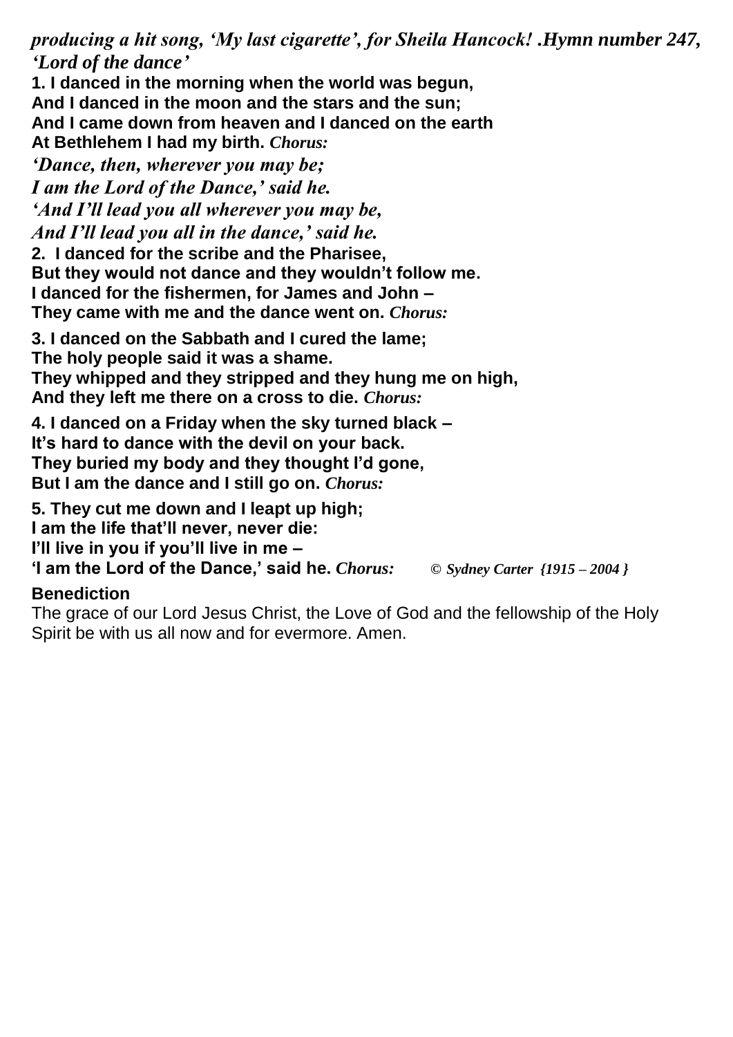***producing a hit song, 'My last cigarette', for Sheila Hancock! .Hymn number 247, 'Lord of the dance'***

**1. I danced in the morning when the world was begun,**
**And I danced in the moon and the stars and the sun;**
**And I came down from heaven and I danced on the earth**
**At Bethlehem I had my birth.** ***Chorus:***

***'Dance, then, wherever you may be;***
***I am the Lord of the Dance,' said he.***
***'And I'll lead you all wherever you may be,***
***And I'll lead you all in the dance,' said he.***

**2. I danced for the scribe and the Pharisee,**
**But they would not dance and they wouldn't follow me.**
**I danced for the fishermen, for James and John –**
**They came with me and the dance went on.** ***Chorus:***

**3. I danced on the Sabbath and I cured the lame;**
**The holy people said it was a shame.**
**They whipped and they stripped and they hung me on high,**
**And they left me there on a cross to die.** ***Chorus:***

**4. I danced on a Friday when the sky turned black –**
**It's hard to dance with the devil on your back.**
**They buried my body and they thought I'd gone,**
**But I am the dance and I still go on.** ***Chorus:***

**5. They cut me down and I leapt up high;**
**I am the life that'll never, never die:**
**I'll live in you if you'll live in me –**
**'I am the Lord of the Dance,' said he.** ***Chorus:*** *© Sydney Carter {1915 – 2004 }*

**Benediction**

The grace of our Lord Jesus Christ, the Love of God and the fellowship of the Holy Spirit be with us all now and for evermore. Amen.